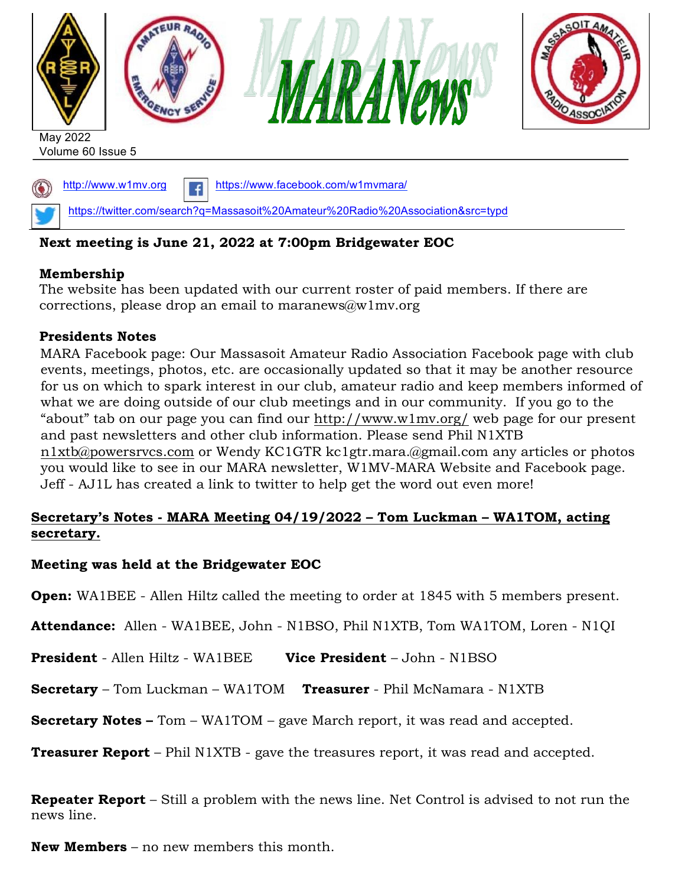# MARANews

May 2022
Volume 60 Issue 5

http://www.w1mv.org https://www.facebook.com/w1mvmara/

https://twitter.com/search?q=Massasoit%20Amateur%20Radio%20Association&src=typd

**Next meeting is June 21, 2022 at 7:00pm Bridgewater EOC**

**Membership**
The website has been updated with our current roster of paid members. If there are corrections, please drop an email to maranews@w1mv.org

**Presidents Notes**
MARA Facebook page: Our Massasoit Amateur Radio Association Facebook page with club events, meetings, photos, etc. are occasionally updated so that it may be another resource for us on which to spark interest in our club, amateur radio and keep members informed of what we are doing outside of our club meetings and in our community. If you go to the "about" tab on our page you can find our http://www.w1mv.org/ web page for our present and past newsletters and other club information. Please send Phil N1XTB n1xtb@powersrvcs.com or Wendy KC1GTR kc1gtr.mara.@gmail.com any articles or photos you would like to see in our MARA newsletter, W1MV-MARA Website and Facebook page. Jeff - AJ1L has created a link to twitter to help get the word out even more!

**Secretary's Notes - MARA Meeting 04/19/2022 – Tom Luckman – WA1TOM, acting secretary.**

**Meeting was held at the Bridgewater EOC**

**Open:** WA1BEE - Allen Hiltz called the meeting to order at 1845 with 5 members present.

**Attendance:** Allen - WA1BEE, John - N1BSO, Phil N1XTB, Tom WA1TOM, Loren - N1QI

**President** - Allen Hiltz - WA1BEE **Vice President** – John - N1BSO

**Secretary** – Tom Luckman – WA1TOM **Treasurer** - Phil McNamara - N1XTB

**Secretary Notes –** Tom – WA1TOM – gave March report, it was read and accepted.

**Treasurer Report** – Phil N1XTB - gave the treasures report, it was read and accepted.

**Repeater Report** – Still a problem with the news line. Net Control is advised to not run the news line.

**New Members** – no new members this month.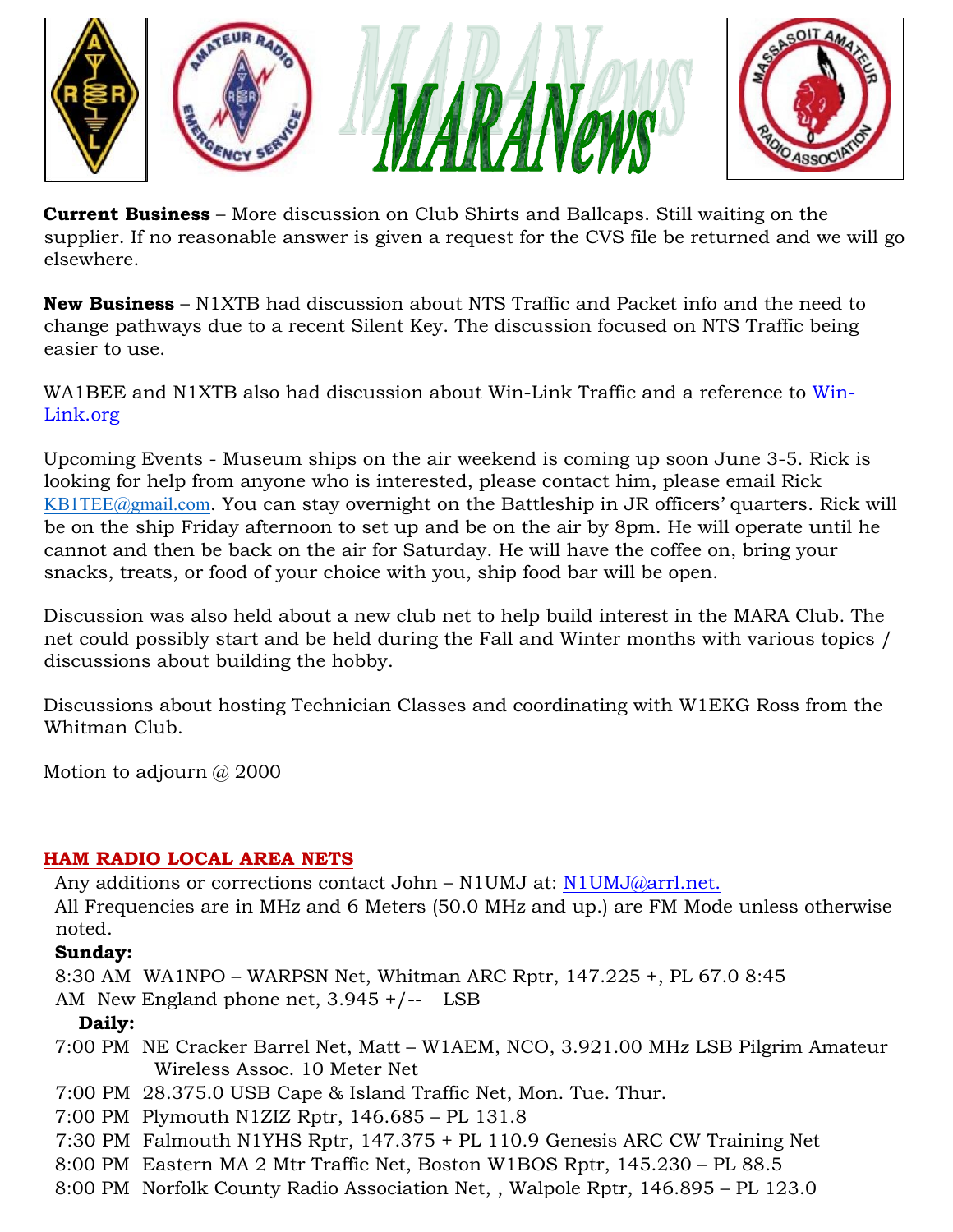**Current Business** – More discussion on Club Shirts and Ballcaps. Still waiting on the supplier. If no reasonable answer is given a request for the CVS file be returned and we will go elsewhere.

**New Business** – N1XTB had discussion about NTS Traffic and Packet info and the need to change pathways due to a recent Silent Key. The discussion focused on NTS Traffic being easier to use.

WA1BEE and N1XTB also had discussion about Win-Link Traffic and a reference to Win-Link.org

Upcoming Events - Museum ships on the air weekend is coming up soon June 3-5. Rick is looking for help from anyone who is interested, please contact him, please email Rick KB1TEE@gmail.com. You can stay overnight on the Battleship in JR officers' quarters. Rick will be on the ship Friday afternoon to set up and be on the air by 8pm. He will operate until he cannot and then be back on the air for Saturday. He will have the coffee on, bring your snacks, treats, or food of your choice with you, ship food bar will be open.

Discussion was also held about a new club net to help build interest in the MARA Club. The net could possibly start and be held during the Fall and Winter months with various topics / discussions about building the hobby.

Discussions about hosting Technician Classes and coordinating with W1EKG Ross from the Whitman Club.

Motion to adjourn @ 2000

## HAM RADIO LOCAL AREA NETS

Any additions or corrections contact John – N1UMJ at: N1UMJ@arrl.net.

All Frequencies are in MHz and 6 Meters (50.0 MHz and up.) are FM Mode unless otherwise noted.

**Sunday:**

8:30 AM WA1NPO – WARPSN Net, Whitman ARC Rptr, 147.225 +, PL 67.0 8:45 AM New England phone net, 3.945 +/-- LSB

**Daily:**

7:00 PM NE Cracker Barrel Net, Matt – W1AEM, NCO, 3.921.00 MHz LSB Pilgrim Amateur Wireless Assoc. 10 Meter Net

7:00 PM 28.375.0 USB Cape & Island Traffic Net, Mon. Tue. Thur.

7:00 PM Plymouth N1ZIZ Rptr, 146.685 – PL 131.8

7:30 PM Falmouth N1YHS Rptr, 147.375 + PL 110.9 Genesis ARC CW Training Net

8:00 PM Eastern MA 2 Mtr Traffic Net, Boston W1BOS Rptr, 145.230 – PL 88.5

8:00 PM Norfolk County Radio Association Net, , Walpole Rptr, 146.895 – PL 123.0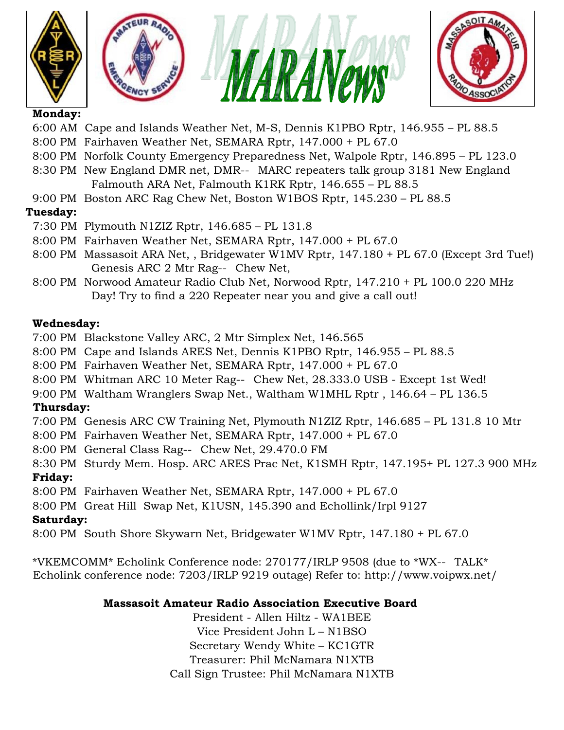**Monday:**

6:00 AM Cape and Islands Weather Net, M-S, Dennis K1PBO Rptr, 146.955 – PL 88.5
8:00 PM Fairhaven Weather Net, SEMARA Rptr, 147.000 + PL 67.0
8:00 PM Norfolk County Emergency Preparedness Net, Walpole Rptr, 146.895 – PL 123.0
8:30 PM New England DMR net, DMR-- MARC repeaters talk group 3181 New England Falmouth ARA Net, Falmouth K1RK Rptr, 146.655 – PL 88.5
9:00 PM Boston ARC Rag Chew Net, Boston W1BOS Rptr, 145.230 – PL 88.5

**Tuesday:**

7:30 PM Plymouth N1ZIZ Rptr, 146.685 – PL 131.8
8:00 PM Fairhaven Weather Net, SEMARA Rptr, 147.000 + PL 67.0
8:00 PM Massasoit ARA Net, , Bridgewater W1MV Rptr, 147.180 + PL 67.0 (Except 3rd Tue!) Genesis ARC 2 Mtr Rag-- Chew Net,
8:00 PM Norwood Amateur Radio Club Net, Norwood Rptr, 147.210 + PL 100.0 220 MHz Day! Try to find a 220 Repeater near you and give a call out!

**Wednesday:**

7:00 PM Blackstone Valley ARC, 2 Mtr Simplex Net, 146.565
8:00 PM Cape and Islands ARES Net, Dennis K1PBO Rptr, 146.955 – PL 88.5
8:00 PM Fairhaven Weather Net, SEMARA Rptr, 147.000 + PL 67.0
8:00 PM Whitman ARC 10 Meter Rag-- Chew Net, 28.333.0 USB - Except 1st Wed!
9:00 PM Waltham Wranglers Swap Net., Waltham W1MHL Rptr , 146.64 – PL 136.5

**Thursday:**

7:00 PM Genesis ARC CW Training Net, Plymouth N1ZIZ Rptr, 146.685 – PL 131.8 10 Mtr
8:00 PM Fairhaven Weather Net, SEMARA Rptr, 147.000 + PL 67.0
8:00 PM General Class Rag-- Chew Net, 29.470.0 FM
8:30 PM Sturdy Mem. Hosp. ARC ARES Prac Net, K1SMH Rptr, 147.195+ PL 127.3 900 MHz

**Friday:**

8:00 PM Fairhaven Weather Net, SEMARA Rptr, 147.000 + PL 67.0
8:00 PM Great Hill Swap Net, K1USN, 145.390 and Echollink/Irpl 9127

**Saturday:**

8:00 PM South Shore Skywarn Net, Bridgewater W1MV Rptr, 147.180 + PL 67.0

*VKEMCOMM* Echolink Conference node: 270177/IRLP 9508 (due to *WX-- TALK* Echolink conference node: 7203/IRLP 9219 outage) Refer to: http://www.voipwx.net/

**Massasoit Amateur Radio Association Executive Board**

President - Allen Hiltz - WA1BEE
Vice President John L – N1BSO
Secretary Wendy White – KC1GTR
Treasurer: Phil McNamara N1XTB
Call Sign Trustee: Phil McNamara N1XTB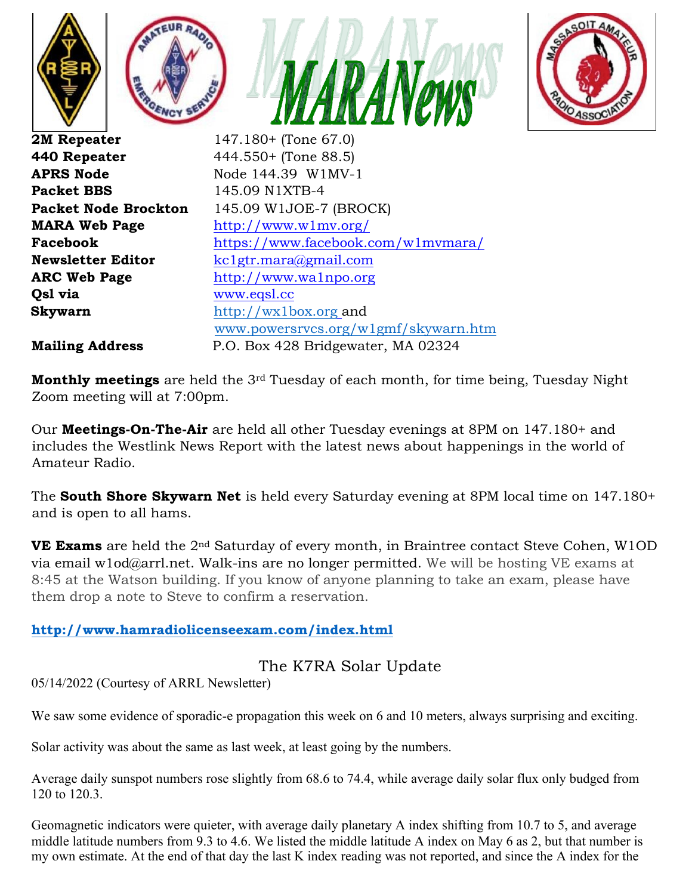| | |
|---|---|
| **2M Repeater** | 147.180+ (Tone 67.0) |
| **440 Repeater** | 444.550+ (Tone 88.5) |
| **APRS Node** | Node 144.39 W1MV-1 |
| **Packet BBS** | 145.09 N1XTB-4 |
| **Packet Node Brockton** | 145.09 W1JOE-7 (BROCK) |
| **MARA Web Page** | http://www.w1mv.org/ |
| **Facebook** | https://www.facebook.com/w1mvmara/ |
| **Newsletter Editor** | kc1gtr.mara@gmail.com |
| **ARC Web Page** | http://www.wa1npo.org |
| **Qsl via** | www.eqsl.cc |
| **Skywarn** | http://wx1box.org and www.powersrvcs.org/w1gmf/skywarn.htm |
| **Mailing Address** | P.O. Box 428 Bridgewater, MA 02324 |

**Monthly meetings** are held the 3rd Tuesday of each month, for time being, Tuesday Night Zoom meeting will at 7:00pm.

Our **Meetings-On-The-Air** are held all other Tuesday evenings at 8PM on 147.180+ and includes the Westlink News Report with the latest news about happenings in the world of Amateur Radio.

The **South Shore Skywarn Net** is held every Saturday evening at 8PM local time on 147.180+ and is open to all hams.

**VE Exams** are held the 2nd Saturday of every month, in Braintree contact Steve Cohen, W1OD via email w1od@arrl.net. Walk-ins are no longer permitted. We will be hosting VE exams at 8:45 at the Watson building. If you know of anyone planning to take an exam, please have them drop a note to Steve to confirm a reservation.

**http://www.hamradiolicenseexam.com/index.html**

## The K7RA Solar Update

05/14/2022 (Courtesy of ARRL Newsletter)

We saw some evidence of sporadic-e propagation this week on 6 and 10 meters, always surprising and exciting.

Solar activity was about the same as last week, at least going by the numbers.

Average daily sunspot numbers rose slightly from 68.6 to 74.4, while average daily solar flux only budged from 120 to 120.3.

Geomagnetic indicators were quieter, with average daily planetary A index shifting from 10.7 to 5, and average middle latitude numbers from 9.3 to 4.6. We listed the middle latitude A index on May 6 as 2, but that number is my own estimate. At the end of that day the last K index reading was not reported, and since the A index for the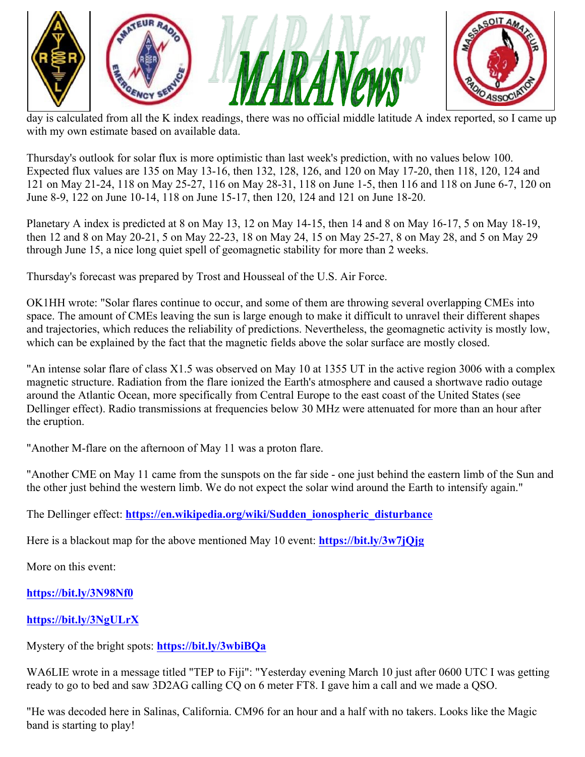day is calculated from all the K index readings, there was no official middle latitude A index reported, so I came up with my own estimate based on available data.

Thursday's outlook for solar flux is more optimistic than last week's prediction, with no values below 100. Expected flux values are 135 on May 13-16, then 132, 128, 126, and 120 on May 17-20, then 118, 120, 124 and 121 on May 21-24, 118 on May 25-27, 116 on May 28-31, 118 on June 1-5, then 116 and 118 on June 6-7, 120 on June 8-9, 122 on June 10-14, 118 on June 15-17, then 120, 124 and 121 on June 18-20.

Planetary A index is predicted at 8 on May 13, 12 on May 14-15, then 14 and 8 on May 16-17, 5 on May 18-19, then 12 and 8 on May 20-21, 5 on May 22-23, 18 on May 24, 15 on May 25-27, 8 on May 28, and 5 on May 29 through June 15, a nice long quiet spell of geomagnetic stability for more than 2 weeks.

Thursday's forecast was prepared by Trost and Housseal of the U.S. Air Force.

OK1HH wrote: "Solar flares continue to occur, and some of them are throwing several overlapping CMEs into space. The amount of CMEs leaving the sun is large enough to make it difficult to unravel their different shapes and trajectories, which reduces the reliability of predictions. Nevertheless, the geomagnetic activity is mostly low, which can be explained by the fact that the magnetic fields above the solar surface are mostly closed.

"An intense solar flare of class X1.5 was observed on May 10 at 1355 UT in the active region 3006 with a complex magnetic structure. Radiation from the flare ionized the Earth's atmosphere and caused a shortwave radio outage around the Atlantic Ocean, more specifically from Central Europe to the east coast of the United States (see Dellinger effect). Radio transmissions at frequencies below 30 MHz were attenuated for more than an hour after the eruption.

"Another M-flare on the afternoon of May 11 was a proton flare.

"Another CME on May 11 came from the sunspots on the far side - one just behind the eastern limb of the Sun and the other just behind the western limb. We do not expect the solar wind around the Earth to intensify again."

The Dellinger effect: **https://en.wikipedia.org/wiki/Sudden_ionospheric_disturbance**

Here is a blackout map for the above mentioned May 10 event: **https://bit.ly/3w7jQjg**

More on this event:

**https://bit.ly/3N98Nf0**

**https://bit.ly/3NgULrX**

Mystery of the bright spots: **https://bit.ly/3wbiBQa**

WA6LIE wrote in a message titled "TEP to Fiji": "Yesterday evening March 10 just after 0600 UTC I was getting ready to go to bed and saw 3D2AG calling CQ on 6 meter FT8. I gave him a call and we made a QSO.

"He was decoded here in Salinas, California. CM96 for an hour and a half with no takers. Looks like the Magic band is starting to play!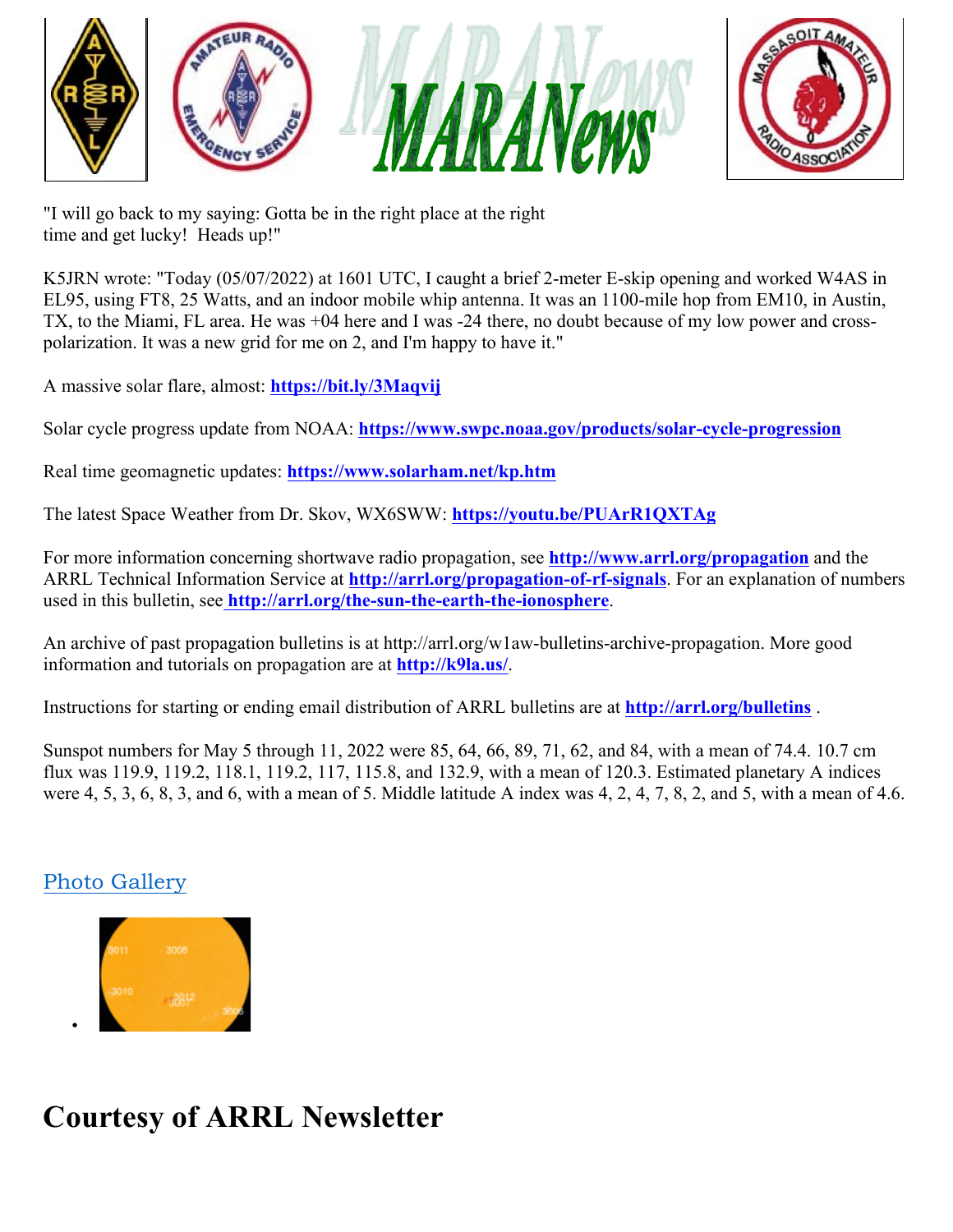"I will go back to my saying: Gotta be in the right place at the right time and get lucky!  Heads up!"

K5JRN wrote: "Today (05/07/2022) at 1601 UTC, I caught a brief 2-meter E-skip opening and worked W4AS in EL95, using FT8, 25 Watts, and an indoor mobile whip antenna. It was an 1100-mile hop from EM10, in Austin, TX, to the Miami, FL area. He was +04 here and I was -24 there, no doubt because of my low power and cross-polarization. It was a new grid for me on 2, and I'm happy to have it."

A massive solar flare, almost: **https://bit.ly/3Maqvij**

Solar cycle progress update from NOAA: **https://www.swpc.noaa.gov/products/solar-cycle-progression**

Real time geomagnetic updates: **https://www.solarham.net/kp.htm**

The latest Space Weather from Dr. Skov, WX6SWW: **https://youtu.be/PUArR1QXTAg**

For more information concerning shortwave radio propagation, see **http://www.arrl.org/propagation** and the ARRL Technical Information Service at **http://arrl.org/propagation-of-rf-signals**. For an explanation of numbers used in this bulletin, see **http://arrl.org/the-sun-the-earth-the-ionosphere**.

An archive of past propagation bulletins is at http://arrl.org/w1aw-bulletins-archive-propagation. More good information and tutorials on propagation are at **http://k9la.us/**.

Instructions for starting or ending email distribution of ARRL bulletins are at **http://arrl.org/bulletins** .

Sunspot numbers for May 5 through 11, 2022 were 85, 64, 66, 89, 71, 62, and 84, with a mean of 74.4. 10.7 cm flux was 119.9, 119.2, 118.1, 119.2, 117, 115.8, and 132.9, with a mean of 120.3. Estimated planetary A indices were 4, 5, 3, 6, 8, 3, and 6, with a mean of 5. Middle latitude A index was 4, 2, 4, 7, 8, 2, and 5, with a mean of 4.6.

Photo Gallery

# Courtesy of ARRL Newsletter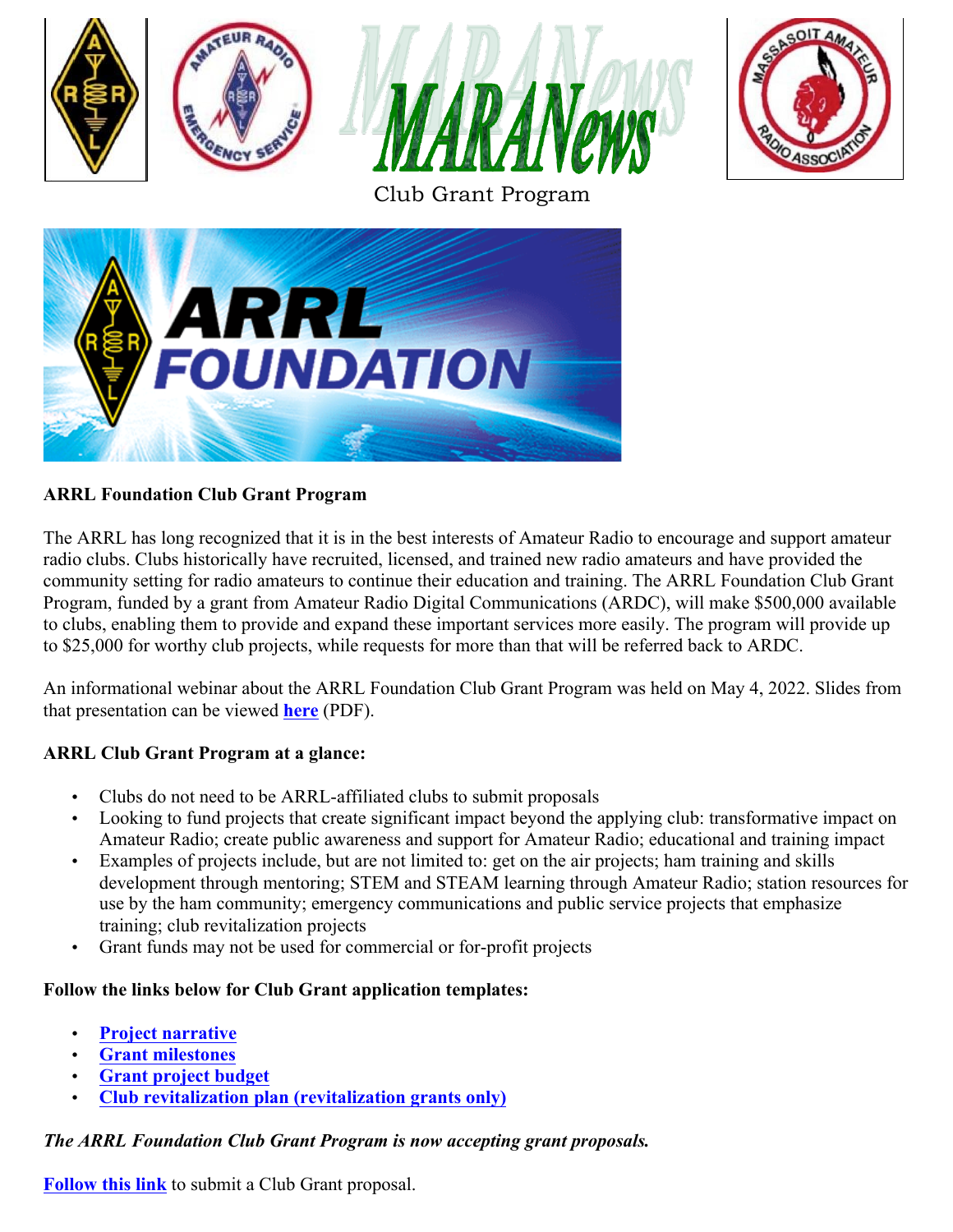Club Grant Program

**ARRL Foundation Club Grant Program**

The ARRL has long recognized that it is in the best interests of Amateur Radio to encourage and support amateur radio clubs. Clubs historically have recruited, licensed, and trained new radio amateurs and have provided the community setting for radio amateurs to continue their education and training. The ARRL Foundation Club Grant Program, funded by a grant from Amateur Radio Digital Communications (ARDC), will make $500,000 available to clubs, enabling them to provide and expand these important services more easily. The program will provide up to $25,000 for worthy club projects, while requests for more than that will be referred back to ARDC.

An informational webinar about the ARRL Foundation Club Grant Program was held on May 4, 2022. Slides from that presentation can be viewed **here** (PDF).

**ARRL Club Grant Program at a glance:**

- Clubs do not need to be ARRL-affiliated clubs to submit proposals
- Looking to fund projects that create significant impact beyond the applying club: transformative impact on Amateur Radio; create public awareness and support for Amateur Radio; educational and training impact
- Examples of projects include, but are not limited to: get on the air projects; ham training and skills development through mentoring; STEM and STEAM learning through Amateur Radio; station resources for use by the ham community; emergency communications and public service projects that emphasize training; club revitalization projects
- Grant funds may not be used for commercial or for-profit projects

**Follow the links below for Club Grant application templates:**

- **Project narrative**
- **Grant milestones**
- **Grant project budget**
- **Club revitalization plan (revitalization grants only)**

***The ARRL Foundation Club Grant Program is now accepting grant proposals.***

**Follow this link** to submit a Club Grant proposal.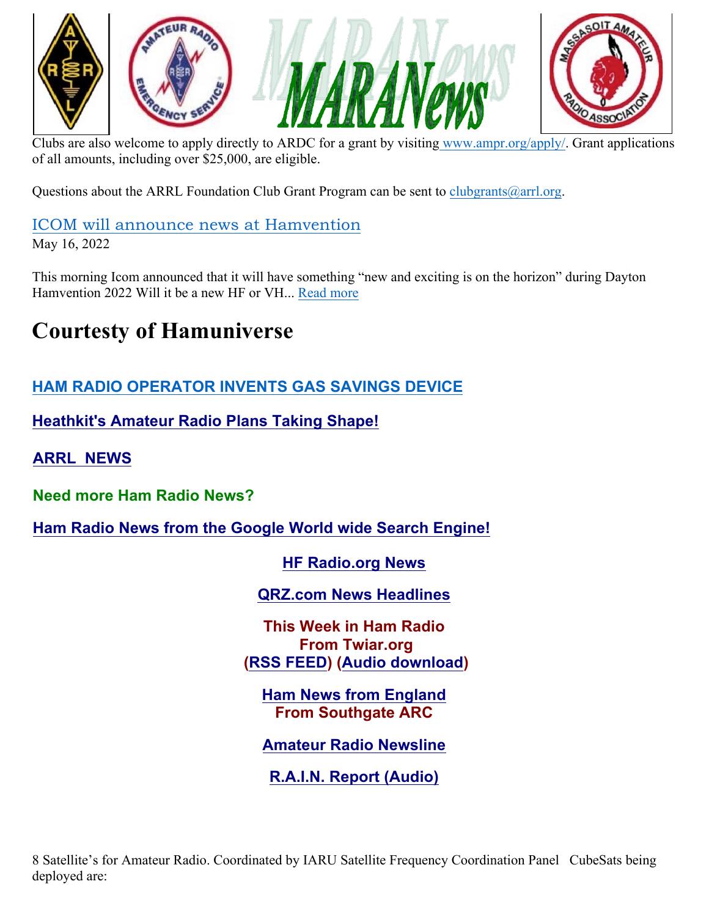Clubs are also welcome to apply directly to ARDC for a grant by visiting www.ampr.org/apply/. Grant applications of all amounts, including over $25,000, are eligible.

Questions about the ARRL Foundation Club Grant Program can be sent to clubgrants@arrl.org.

### ICOM will announce news at Hamvention

May 16, 2022

This morning Icom announced that it will have something "new and exciting is on the horizon" during Dayton Hamvention 2022 Will it be a new HF or VH... Read more

# Courtesty of Hamuniverse

**HAM RADIO OPERATOR INVENTS GAS SAVINGS DEVICE**

**Heathkit's Amateur Radio Plans Taking Shape!**

**ARRL NEWS**

**Need more Ham Radio News?**

**Ham Radio News from the Google World wide Search Engine!**

**HF Radio.org News**

**QRZ.com News Headlines**

**This Week in Ham Radio**
**From Twiar.org**
**(RSS FEED) (Audio download)**

**Ham News from England**
**From Southgate ARC**

**Amateur Radio Newsline**

**R.A.I.N. Report (Audio)**

8 Satellite's for Amateur Radio. Coordinated by IARU Satellite Frequency Coordination Panel CubeSats being deployed are: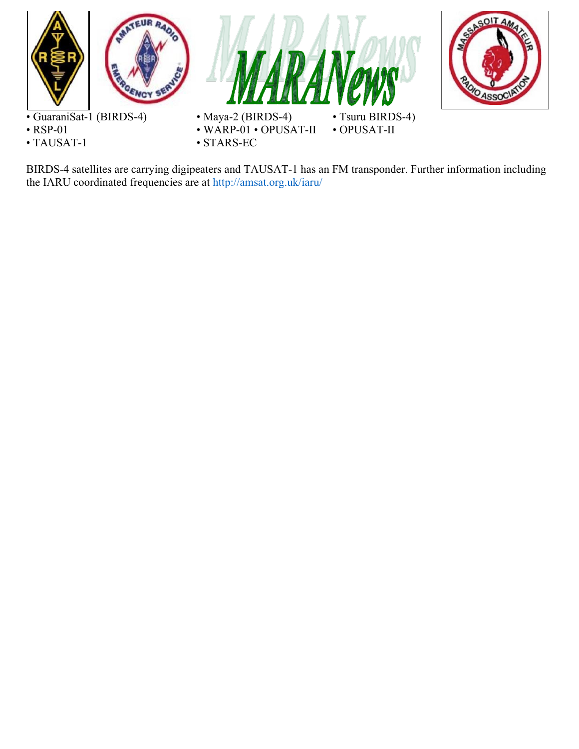- GuaraniSat-1 (BIRDS-4)
- RSP-01
- TAUSAT-1
- Maya-2 (BIRDS-4)
- WARP-01 • OPUSAT-II
- STARS-EC
- Tsuru BIRDS-4)
- OPUSAT-II

BIRDS-4 satellites are carrying digipeaters and TAUSAT-1 has an FM transponder. Further information including the IARU coordinated frequencies are at http://amsat.org.uk/iaru/